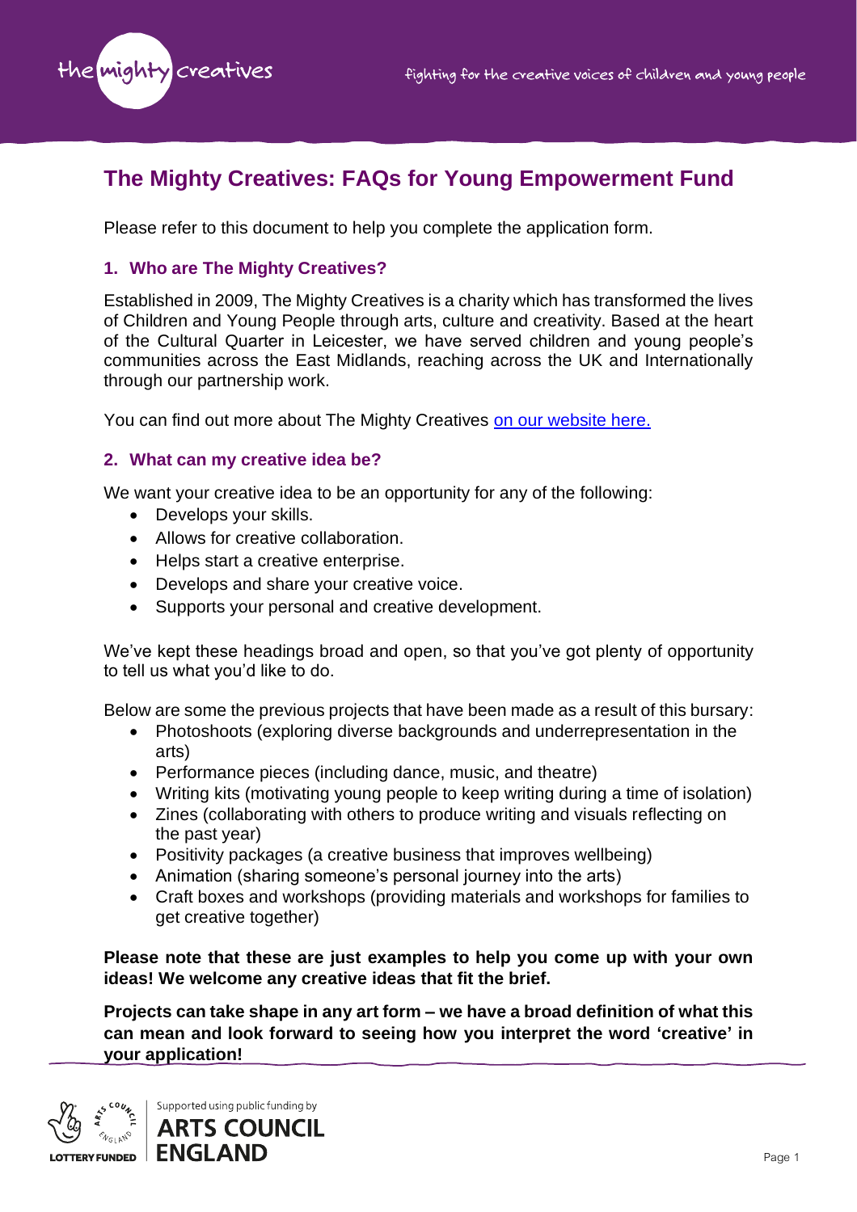# The Mighty Creatives: FAQs for Young Empowerment Fund

Please refer to this document to help you complete the application form.

## 1. Who are The Mighty Creatives?

Established in 2009, The Mighty Creatives is a charity which has transformed the lives of Children and Young People through arts, culture and creativity. Based at the heart of the Cultural Quarter in Leicester, we have served children and young people's communities across the East Midlands, reaching across the UK and Internationally through our partnership work.

You can find out more about The Mighty Creatives [on our website here.]()

## 2. What can my creative idea be?

We want your creative idea to be an opportunity for any of the following:

- Develops your skills.
- Allows for creative collaboration.
- Helps start a creative enterprise.
- Develops and share your creative voice.
- Supports your personal and creative development.

We've kept these headings broad and open, so that you've got plenty of opportunity to tell us what you'd like to do.

Below are some the previous projects that have been made as a result of this bursary:

- Photoshoots (exploring diverse backgrounds and underrepresentation in the arts)
- Performance pieces (including dance, music, and theatre)
- Writing kits (motivating young people to keep writing during a time of isolation)
- Zines (collaborating with others to produce writing and visuals reflecting on the past year)
- Positivity packages (a creative business that improves wellbeing)
- Animation (sharing someone's personal journey into the arts)
- Craft boxes and workshops (providing materials and workshops for families to get creative together)

**Please note that these are just examples to help you come up with your own ideas! We welcome any creative ideas that fit the brief.**

**Projects can take shape in any art form – we have a broad definition of what this can mean and look forward to seeing how you interpret the word 'creative' in your application!**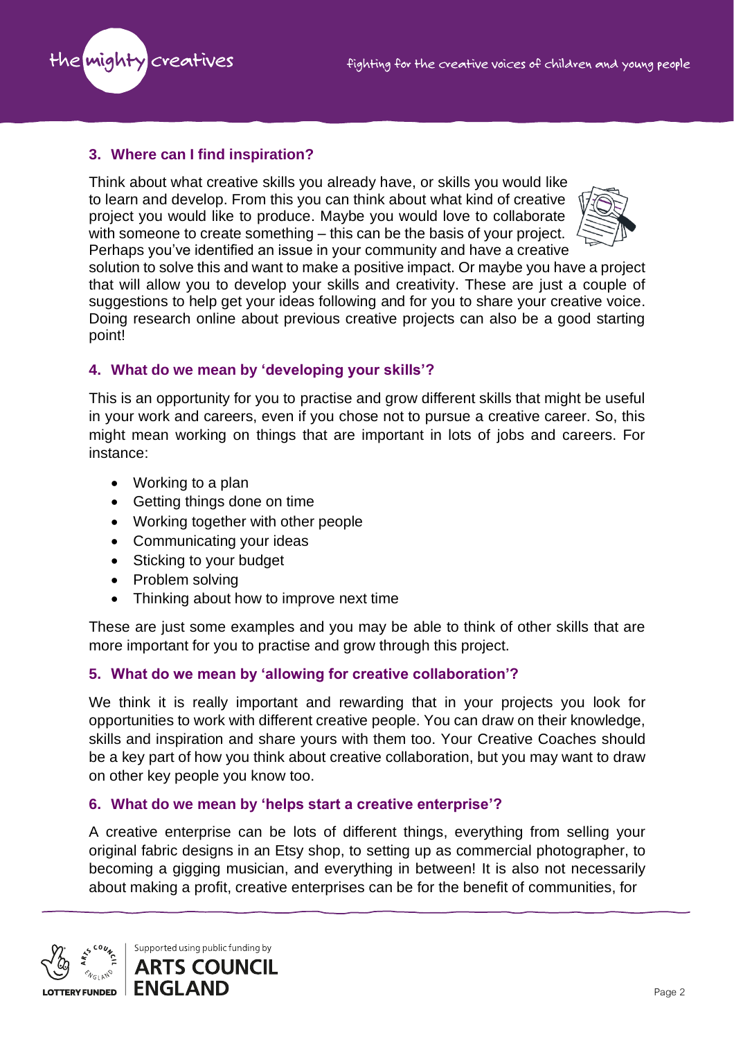### 3. Where can I find inspiration?

Think about what creative skills you already have, or skills you would like to learn and develop. From this you can think about what kind of creative project you would like to produce. Maybe you would love to collaborate with someone to create something – this can be the basis of your project. Perhaps you've identified an issue in your community and have a creative solution to solve this and want to make a positive impact. Or maybe you have a project that will allow you to develop your skills and creativity. These are just a couple of suggestions to help get your ideas following and for you to share your creative voice. Doing research online about previous creative projects can also be a good starting point!

### 4. What do we mean by 'developing your skills'?

This is an opportunity for you to practise and grow different skills that might be useful in your work and careers, even if you chose not to pursue a creative career. So, this might mean working on things that are important in lots of jobs and careers. For instance:

- Working to a plan
- Getting things done on time
- Working together with other people
- Communicating your ideas
- Sticking to your budget
- Problem solving
- Thinking about how to improve next time

These are just some examples and you may be able to think of other skills that are more important for you to practise and grow through this project.

### 5. What do we mean by 'allowing for creative collaboration'?

We think it is really important and rewarding that in your projects you look for opportunities to work with different creative people. You can draw on their knowledge, skills and inspiration and share yours with them too. Your Creative Coaches should be a key part of how you think about creative collaboration, but you may want to draw on other key people you know too.

### 6. What do we mean by 'helps start a creative enterprise'?

A creative enterprise can be lots of different things, everything from selling your original fabric designs in an Etsy shop, to setting up as commercial photographer, to becoming a gigging musician, and everything in between! It is also not necessarily about making a profit, creative enterprises can be for the benefit of communities, for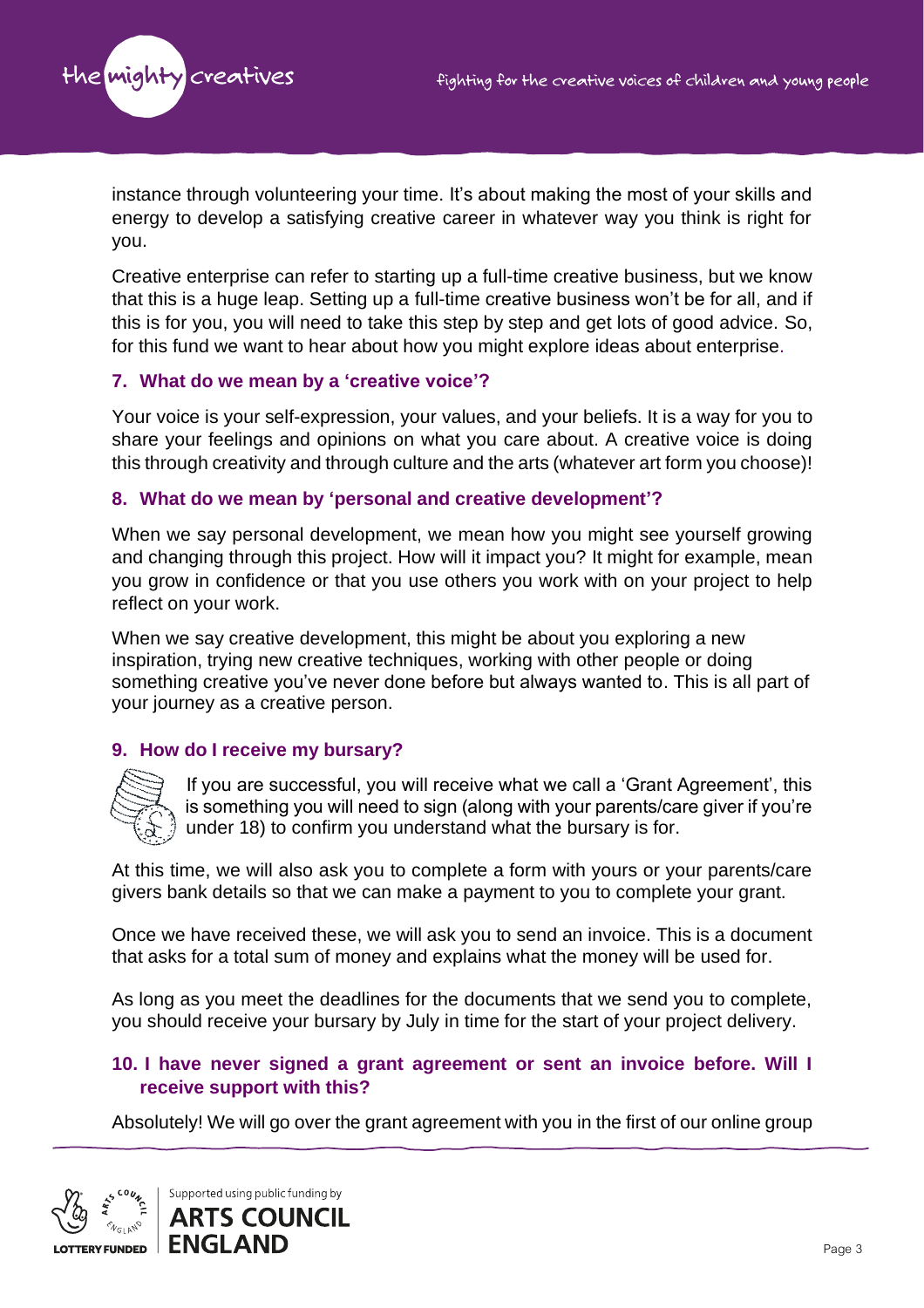instance through volunteering your time. It's about making the most of your skills and energy to develop a satisfying creative career in whatever way you think is right for you.

Creative enterprise can refer to starting up a full-time creative business, but we know that this is a huge leap. Setting up a full-time creative business won't be for all, and if this is for you, you will need to take this step by step and get lots of good advice. So, for this fund we want to hear about how you might explore ideas about enterprise.

### 7. What do we mean by a 'creative voice'?

Your voice is your self-expression, your values, and your beliefs. It is a way for you to share your feelings and opinions on what you care about. A creative voice is doing this through creativity and through culture and the arts (whatever art form you choose)!

### 8. What do we mean by 'personal and creative development'?

When we say personal development, we mean how you might see yourself growing and changing through this project. How will it impact you? It might for example, mean you grow in confidence or that you use others you work with on your project to help reflect on your work.

When we say creative development, this might be about you exploring a new inspiration, trying new creative techniques, working with other people or doing something creative you've never done before but always wanted to. This is all part of your journey as a creative person.

### 9. How do I receive my bursary?

If you are successful, you will receive what we call a 'Grant Agreement', this is something you will need to sign (along with your parents/care giver if you're under 18) to confirm you understand what the bursary is for.

At this time, we will also ask you to complete a form with yours or your parents/care givers bank details so that we can make a payment to you to complete your grant.

Once we have received these, we will ask you to send an invoice. This is a document that asks for a total sum of money and explains what the money will be used for.

As long as you meet the deadlines for the documents that we send you to complete, you should receive your bursary by July in time for the start of your project delivery.

### 10. I have never signed a grant agreement or sent an invoice before. Will I receive support with this?

Absolutely! We will go over the grant agreement with you in the first of our online group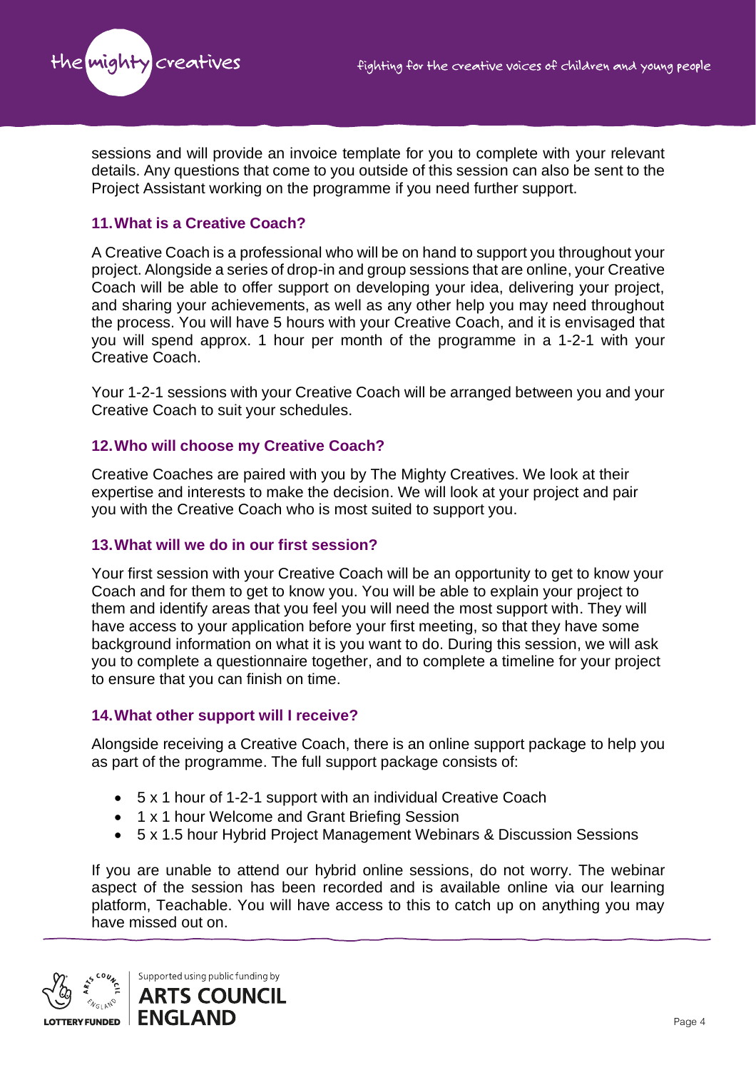sessions and will provide an invoice template for you to complete with your relevant details. Any questions that come to you outside of this session can also be sent to the Project Assistant working on the programme if you need further support.

### 11. What is a Creative Coach?

A Creative Coach is a professional who will be on hand to support you throughout your project. Alongside a series of drop-in and group sessions that are online, your Creative Coach will be able to offer support on developing your idea, delivering your project, and sharing your achievements, as well as any other help you may need throughout the process. You will have 5 hours with your Creative Coach, and it is envisaged that you will spend approx. 1 hour per month of the programme in a 1-2-1 with your Creative Coach.

Your 1-2-1 sessions with your Creative Coach will be arranged between you and your Creative Coach to suit your schedules.

### 12. Who will choose my Creative Coach?

Creative Coaches are paired with you by The Mighty Creatives. We look at their expertise and interests to make the decision. We will look at your project and pair you with the Creative Coach who is most suited to support you.

### 13. What will we do in our first session?

Your first session with your Creative Coach will be an opportunity to get to know your Coach and for them to get to know you. You will be able to explain your project to them and identify areas that you feel you will need the most support with. They will have access to your application before your first meeting, so that they have some background information on what it is you want to do. During this session, we will ask you to complete a questionnaire together, and to complete a timeline for your project to ensure that you can finish on time.

### 14. What other support will I receive?

Alongside receiving a Creative Coach, there is an online support package to help you as part of the programme. The full support package consists of:

- 5 x 1 hour of 1-2-1 support with an individual Creative Coach
- 1 x 1 hour Welcome and Grant Briefing Session
- 5 x 1.5 hour Hybrid Project Management Webinars & Discussion Sessions

If you are unable to attend our hybrid online sessions, do not worry. The webinar aspect of the session has been recorded and is available online via our learning platform, Teachable. You will have access to this to catch up on anything you may have missed out on.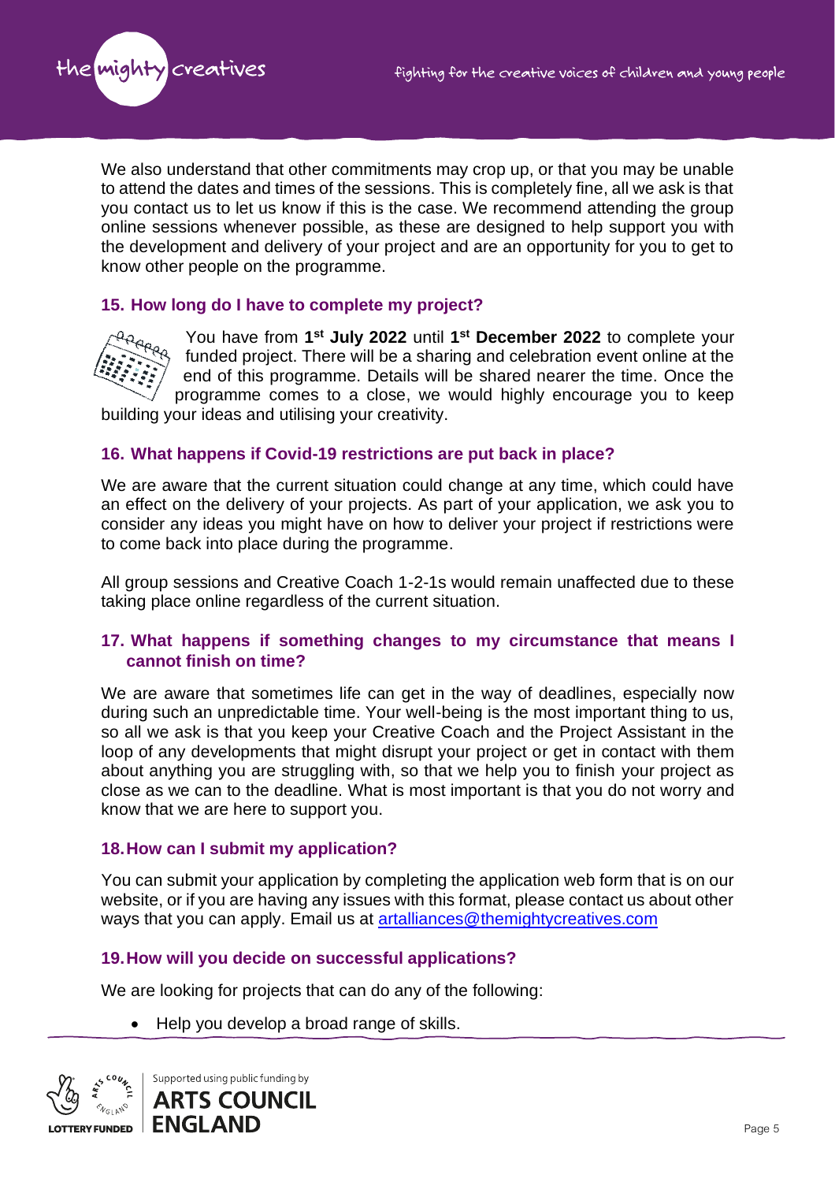We also understand that other commitments may crop up, or that you may be unable to attend the dates and times of the sessions. This is completely fine, all we ask is that you contact us to let us know if this is the case. We recommend attending the group online sessions whenever possible, as these are designed to help support you with the development and delivery of your project and are an opportunity for you to get to know other people on the programme.

### 15. How long do I have to complete my project?

You have from **1st July 2022** until **1st December 2022** to complete your funded project. There will be a sharing and celebration event online at the end of this programme. Details will be shared nearer the time. Once the programme comes to a close, we would highly encourage you to keep building your ideas and utilising your creativity.

### 16. What happens if Covid-19 restrictions are put back in place?

We are aware that the current situation could change at any time, which could have an effect on the delivery of your projects. As part of your application, we ask you to consider any ideas you might have on how to deliver your project if restrictions were to come back into place during the programme.

All group sessions and Creative Coach 1-2-1s would remain unaffected due to these taking place online regardless of the current situation.

### 17. What happens if something changes to my circumstance that means I cannot finish on time?

We are aware that sometimes life can get in the way of deadlines, especially now during such an unpredictable time. Your well-being is the most important thing to us, so all we ask is that you keep your Creative Coach and the Project Assistant in the loop of any developments that might disrupt your project or get in contact with them about anything you are struggling with, so that we help you to finish your project as close as we can to the deadline. What is most important is that you do not worry and know that we are here to support you.

### 18. How can I submit my application?

You can submit your application by completing the application web form that is on our website, or if you are having any issues with this format, please contact us about other ways that you can apply. Email us at artalliances@themightycreatives.com

### 19. How will you decide on successful applications?

We are looking for projects that can do any of the following:

- Help you develop a broad range of skills.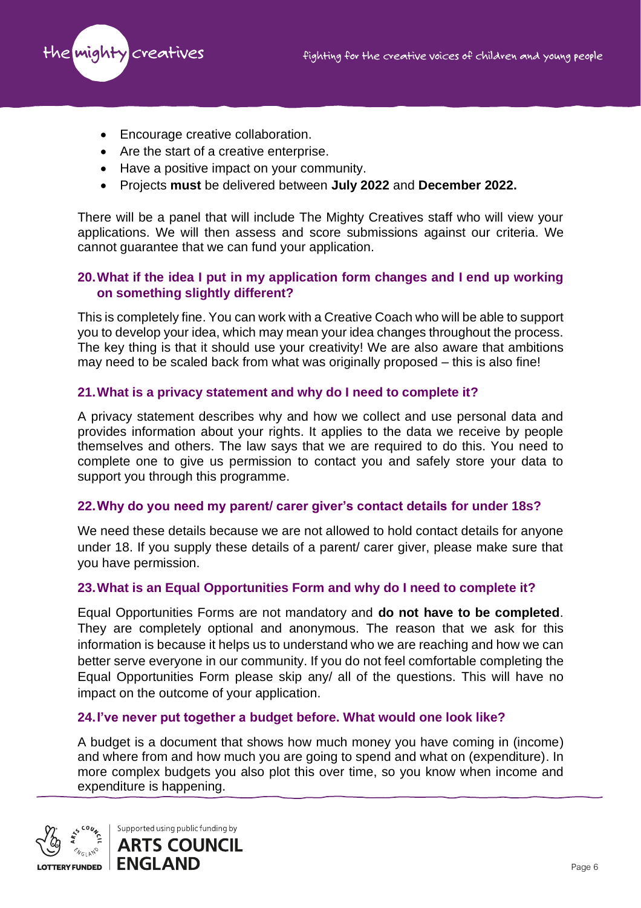- Encourage creative collaboration.
- Are the start of a creative enterprise.
- Have a positive impact on your community.
- Projects **must** be delivered between **July 2022** and **December 2022.**

There will be a panel that will include The Mighty Creatives staff who will view your applications. We will then assess and score submissions against our criteria. We cannot guarantee that we can fund your application.

### 20. What if the idea I put in my application form changes and I end up working on something slightly different?

This is completely fine. You can work with a Creative Coach who will be able to support you to develop your idea, which may mean your idea changes throughout the process. The key thing is that it should use your creativity! We are also aware that ambitions may need to be scaled back from what was originally proposed – this is also fine!

### 21. What is a privacy statement and why do I need to complete it?

A privacy statement describes why and how we collect and use personal data and provides information about your rights. It applies to the data we receive by people themselves and others. The law says that we are required to do this. You need to complete one to give us permission to contact you and safely store your data to support you through this programme.

### 22. Why do you need my parent/ carer giver's contact details for under 18s?

We need these details because we are not allowed to hold contact details for anyone under 18. If you supply these details of a parent/ carer giver, please make sure that you have permission.

### 23. What is an Equal Opportunities Form and why do I need to complete it?

Equal Opportunities Forms are not mandatory and **do not have to be completed**. They are completely optional and anonymous. The reason that we ask for this information is because it helps us to understand who we are reaching and how we can better serve everyone in our community. If you do not feel comfortable completing the Equal Opportunities Form please skip any/ all of the questions. This will have no impact on the outcome of your application.

### 24. I've never put together a budget before. What would one look like?

A budget is a document that shows how much money you have coming in (income) and where from and how much you are going to spend and what on (expenditure). In more complex budgets you also plot this over time, so you know when income and expenditure is happening.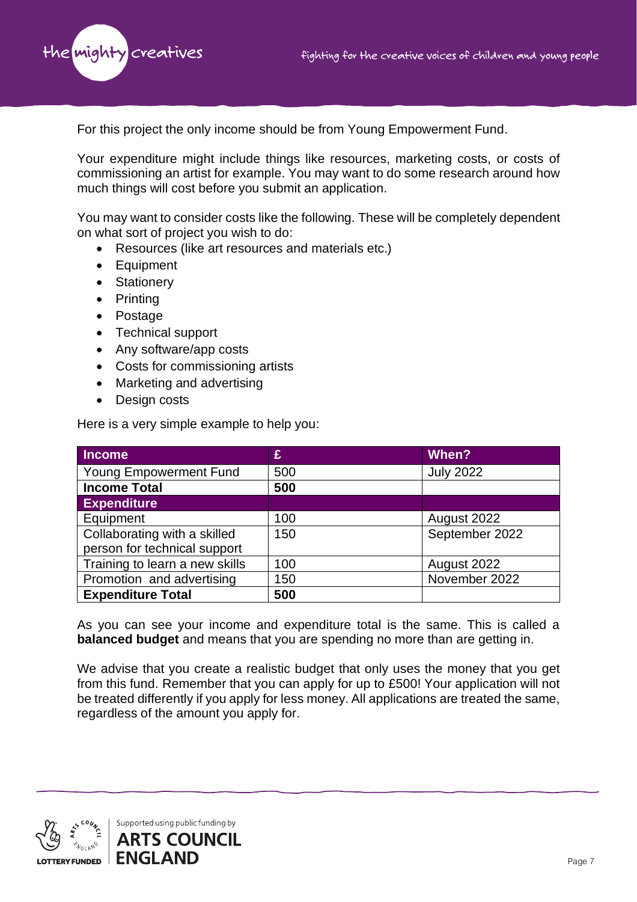For this project the only income should be from Young Empowerment Fund.

Your expenditure might include things like resources, marketing costs, or costs of commissioning an artist for example. You may want to do some research around how much things will cost before you submit an application.

You may want to consider costs like the following. These will be completely dependent on what sort of project you wish to do:

- Resources (like art resources and materials etc.)
- Equipment
- Stationery
- Printing
- Postage
- Technical support
- Any software/app costs
- Costs for commissioning artists
- Marketing and advertising
- Design costs

Here is a very simple example to help you:

| Income | £ | When? |
|---|---|---|
| Young Empowerment Fund | 500 | July 2022 |
| **Income Total** | **500** | |
| **Expenditure** | | |
| Equipment | 100 | August 2022 |
| Collaborating with a skilled person for technical support | 150 | September 2022 |
| Training to learn a new skills | 100 | August 2022 |
| Promotion and advertising | 150 | November 2022 |
| **Expenditure Total** | **500** | |

As you can see your income and expenditure total is the same. This is called a **balanced budget** and means that you are spending no more than are getting in.

We advise that you create a realistic budget that only uses the money that you get from this fund. Remember that you can apply for up to £500! Your application will not be treated differently if you apply for less money. All applications are treated the same, regardless of the amount you apply for.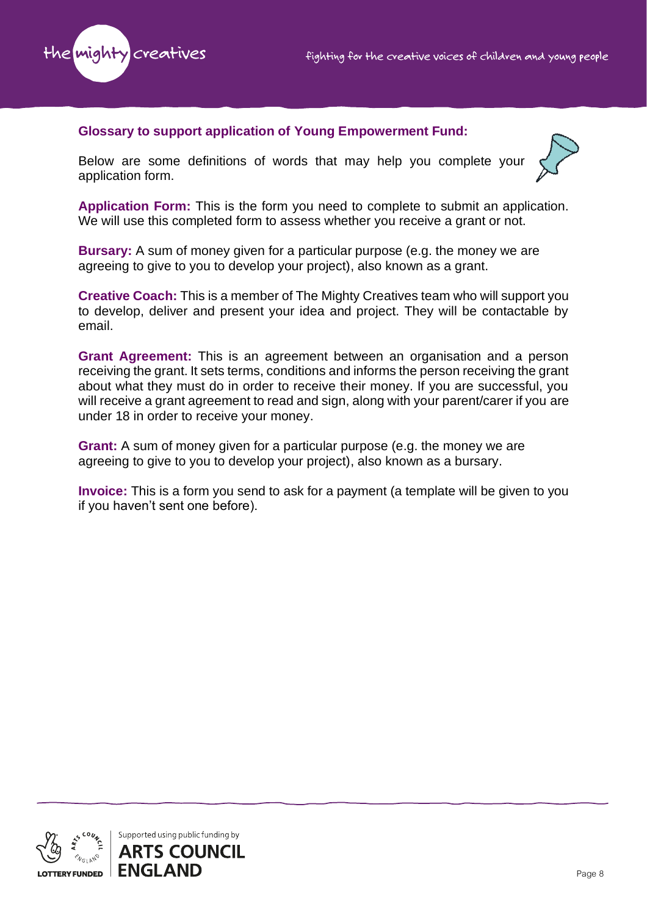## Glossary to support application of Young Empowerment Fund:

Below are some definitions of words that may help you complete your application form.

**Application Form:** This is the form you need to complete to submit an application. We will use this completed form to assess whether you receive a grant or not.

**Bursary:** A sum of money given for a particular purpose (e.g. the money we are agreeing to give to you to develop your project), also known as a grant.

**Creative Coach:** This is a member of The Mighty Creatives team who will support you to develop, deliver and present your idea and project. They will be contactable by email.

**Grant Agreement:** This is an agreement between an organisation and a person receiving the grant. It sets terms, conditions and informs the person receiving the grant about what they must do in order to receive their money. If you are successful, you will receive a grant agreement to read and sign, along with your parent/carer if you are under 18 in order to receive your money.

**Grant:** A sum of money given for a particular purpose (e.g. the money we are agreeing to give to you to develop your project), also known as a bursary.

**Invoice:** This is a form you send to ask for a payment (a template will be given to you if you haven't sent one before).